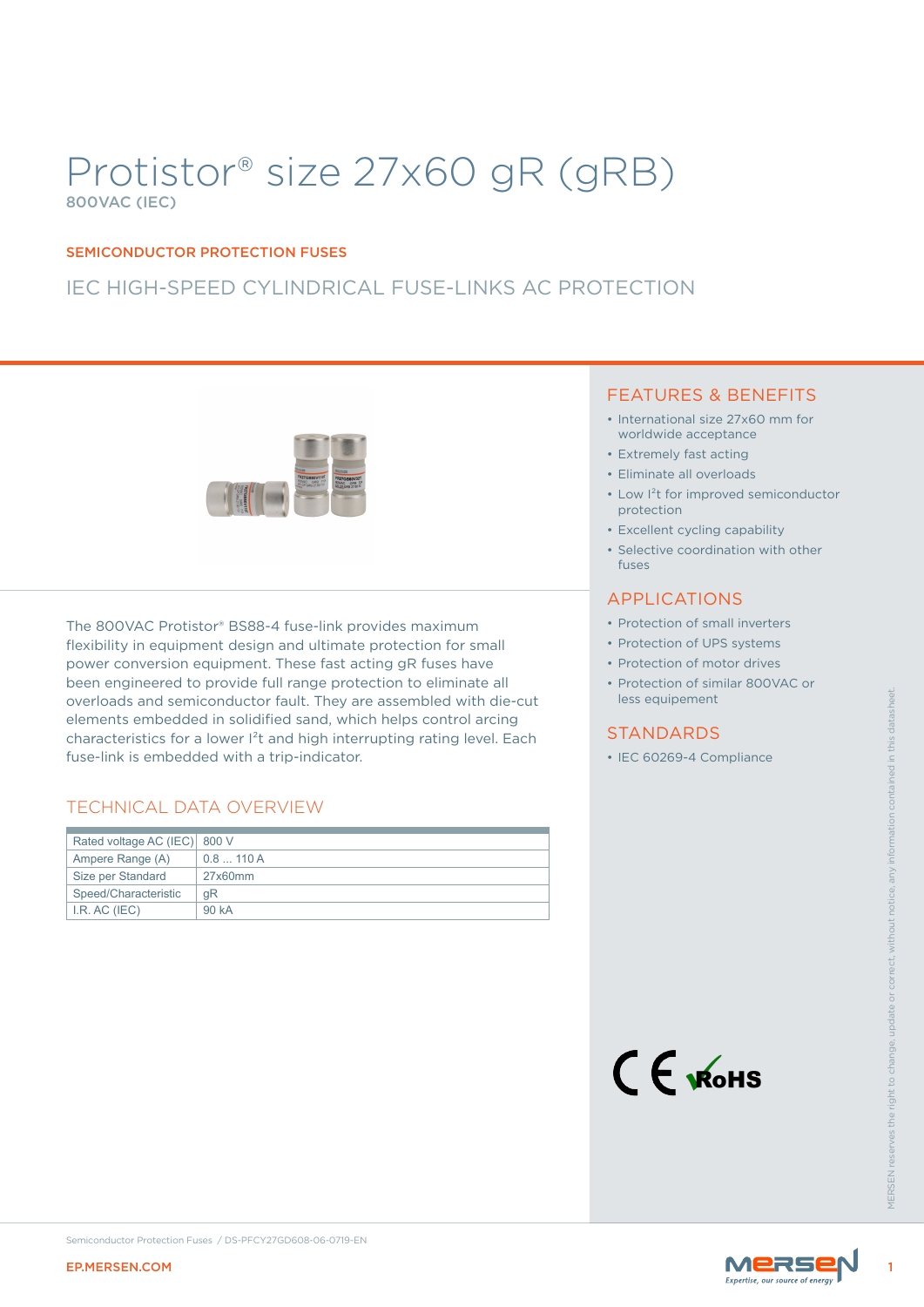# Protistor® size 27x60 gR (gRB)

800VAC (IEC)

SEMICONDUCTOR PROTECTION FUSES

IEC HIGH-SPEED CYLINDRICAL FUSE-LINKS AC PROTECTION

The 800VAC Protistor® BS88-4 fuse-link provides maximum flexibility in equipment design and ultimate protection for small power conversion equipment. These fast acting gR fuses have been engineered to provide full range protection to eliminate all overloads and semiconductor fault. They are assembled with die-cut elements embedded in solidified sand, which helps control arcing characteristics for a lower $I^2t$ and high interrupting rating level. Each fuse-link is embedded with a trip-indicator.

## TECHNICAL DATA OVERVIEW

| | |
|---|---|
| Rated voltage AC (IEC) | 800 V |
| Ampere Range (A) | 0.8 ... 110 A |
| Size per Standard | 27x60mm |
| Speed/Characteristic | gR |
| I.R. AC (IEC) | 90 kA |

## FEATURES & BENEFITS

- International size 27x60 mm for worldwide acceptance
- Extremely fast acting
- Eliminate all overloads
- Low $I^2t$ for improved semiconductor protection
- Excellent cycling capability
- Selective coordination with other fuses

## APPLICATIONS

- Protection of small inverters
- Protection of UPS systems
- Protection of motor drives
- Protection of similar 800VAC or less equipement

## STANDARDS

- IEC 60269-4 Compliance

CE RoHS

MERSEN reserves the right to change, update or correct, without notice, any information contained in this datasheet.

Semiconductor Protection Fuses / DS-PFCY27GD608-06-0719-EN

EP.MERSEN.COM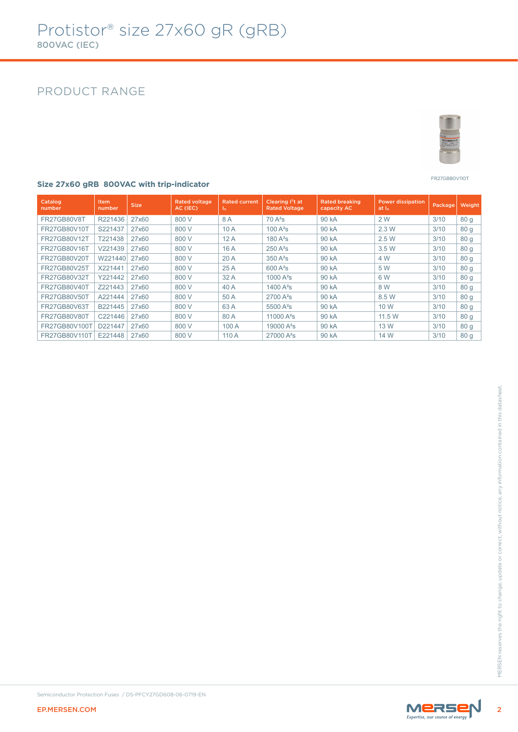# Protistor® size 27x60 gR (gRB)

800VAC (IEC)

## PRODUCT RANGE

FR27GB80V110T

### Size 27x60 gRB 800VAC with trip-indicator

| Catalog number | Item number | Size | Rated voltage AC (IEC) | Rated current $I_n$ | Clearing $I^2t$ at Rated Voltage | Rated breaking capacity AC | Power dissipation at $I_n$ | Package | Weight |
|---|---|---|---|---|---|---|---|---|---|
| FR27GB80V8T | R221436 | 27x60 | 800 V | 8 A | 70 A²s | 90 kA | 2 W | 3/10 | 80 g |
| FR27GB80V10T | S221437 | 27x60 | 800 V | 10 A | 100 A²s | 90 kA | 2.3 W | 3/10 | 80 g |
| FR27GB80V12T | T221438 | 27x60 | 800 V | 12 A | 180 A²s | 90 kA | 2.5 W | 3/10 | 80 g |
| FR27GB80V16T | V221439 | 27x60 | 800 V | 16 A | 250 A²s | 90 kA | 3.5 W | 3/10 | 80 g |
| FR27GB80V20T | W221440 | 27x60 | 800 V | 20 A | 350 A²s | 90 kA | 4 W | 3/10 | 80 g |
| FR27GB80V25T | X221441 | 27x60 | 800 V | 25 A | 600 A²s | 90 kA | 5 W | 3/10 | 80 g |
| FR27GB80V32T | Y221442 | 27x60 | 800 V | 32 A | 1000 A²s | 90 kA | 6 W | 3/10 | 80 g |
| FR27GB80V40T | Z221443 | 27x60 | 800 V | 40 A | 1400 A²s | 90 kA | 8 W | 3/10 | 80 g |
| FR27GB80V50T | A221444 | 27x60 | 800 V | 50 A | 2700 A²s | 90 kA | 8.5 W | 3/10 | 80 g |
| FR27GB80V63T | B221445 | 27x60 | 800 V | 63 A | 5500 A²s | 90 kA | 10 W | 3/10 | 80 g |
| FR27GB80V80T | C221446 | 27x60 | 800 V | 80 A | 11000 A²s | 90 kA | 11.5 W | 3/10 | 80 g |
| FR27GB80V100T | D221447 | 27x60 | 800 V | 100 A | 19000 A²s | 90 kA | 13 W | 3/10 | 80 g |
| FR27GB80V110T | E221448 | 27x60 | 800 V | 110 A | 27000 A²s | 90 kA | 14 W | 3/10 | 80 g |

MERSEN reserves the right to change, update or correct, without notice, any information contained in this datasheet.

Semiconductor Protection Fuses / DS-PFCY27GD608-06-0719-EN

EP.MERSEN.COM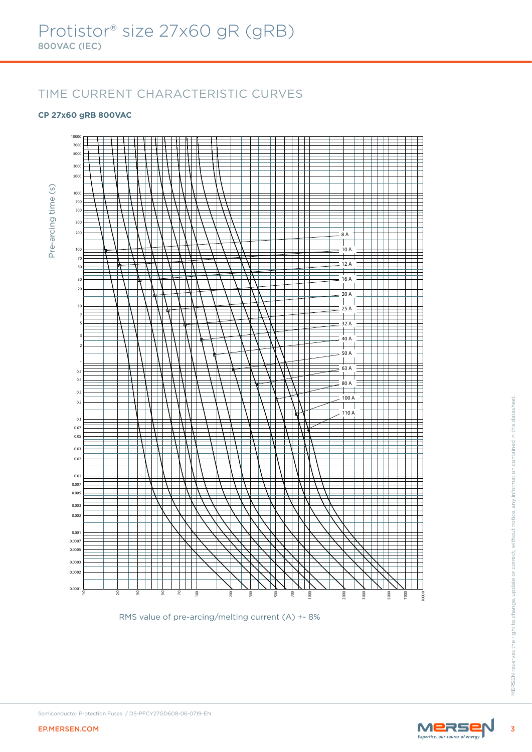# Protistor® size 27x60 gR (gRB)

800VAC (IEC)

## TIME CURRENT CHARACTERISTIC CURVES

**CP 27x60 gRB 800VAC**

Pre-arcing time (s)

10000, 7000, 5000, 3000, 2000, 1000, 700, 500, 300, 200, 100, 70, 50, 30, 20, 10, 7, 5, 3, 2, 1, 0.7, 0.5, 0.3, 0.2, 0.1, 0.07, 0.05, 0.03, 0.02, 0.01, 0.007, 0.005, 0.003, 0.002, 0.001, 0.0007, 0.0005, 0.0003, 0.0002, 0.0001

8 A, 10 A, 12 A, 16 A, 20 A, 25 A, 32 A, 40 A, 50 A, 63 A, 80 A, 100 A, 110 A

10, 20, 30, 50, 70, 100, 200, 300, 500, 700, 1000, 2000, 3000, 5000, 7000, 10000

RMS value of pre-arcing/melting current (A) +- 8%

MERSEN reserves the right to change, update or correct, without notice, any information contained in this datasheet.

Semiconductor Protection Fuses / DS-PFCY27GD608-06-0719-EN

EP.MERSEN.COM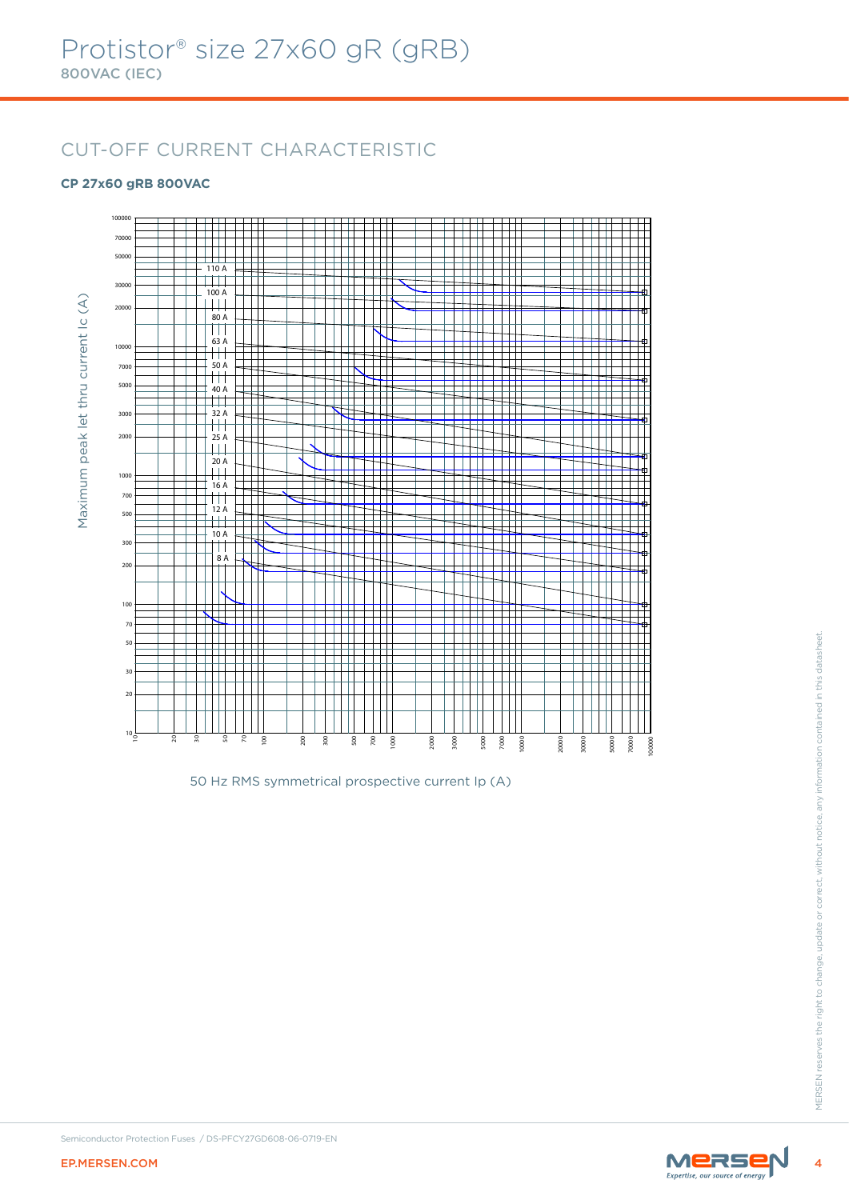# Protistor® size 27x60 gR (gRB)

800VAC (IEC)

## CUT-OFF CURRENT CHARACTERISTIC

**CP 27x60 gRB 800VAC**

Maximum peak let thru current Ic (A)

100000, 70000, 50000, 30000, 20000, 10000, 7000, 5000, 3000, 2000, 1000, 700, 500, 300, 200, 100, 70, 50, 30, 20, 10

110 A, 100 A, 80 A, 63 A, 50 A, 40 A, 32 A, 25 A, 20 A, 16 A, 12 A, 10 A, 8 A

10, 20, 30, 50, 70, 100, 200, 300, 500, 700, 1000, 2000, 3000, 5000, 7000, 10000, 20000, 30000, 50000, 70000, 100000

50 Hz RMS symmetrical prospective current Ip (A)

Semiconductor Protection Fuses / DS-PFCY27GD608-06-0719-EN

MERSEN reserves the right to change, update or correct, without notice, any information contained in this datasheet.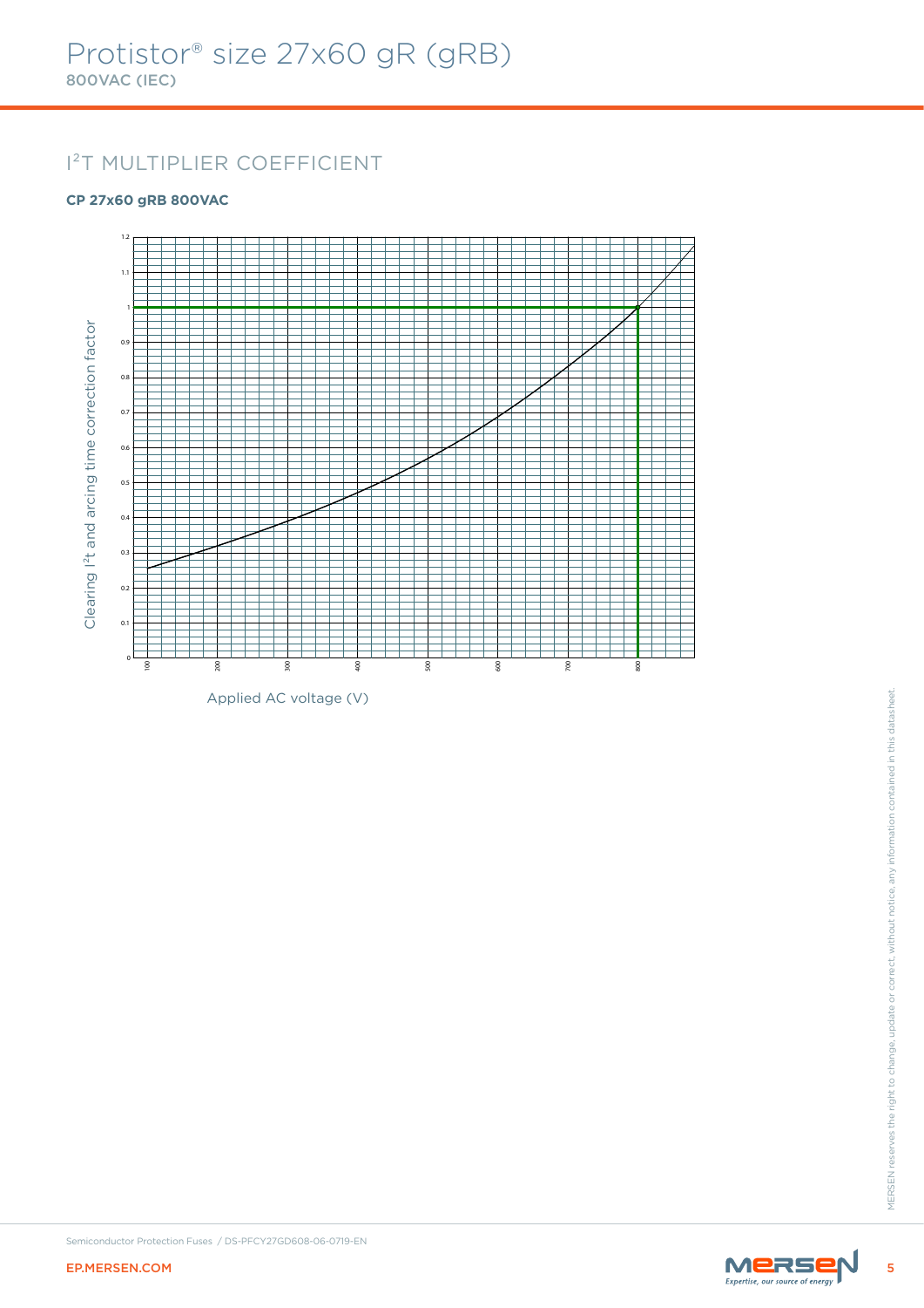# Protistor® size 27x60 gR (gRB)

800VAC (IEC)

## I²T MULTIPLIER COEFFICIENT

**CP 27x60 gRB 800VAC**

Clearing I²t and arcing time correction factor

Applied AC voltage (V)

Semiconductor Protection Fuses / DS-PFCY27GD608-06-0719-EN

EP.MERSEN.COM

MERSEN reserves the right to change, update or correct, without notice, any information contained in this datasheet.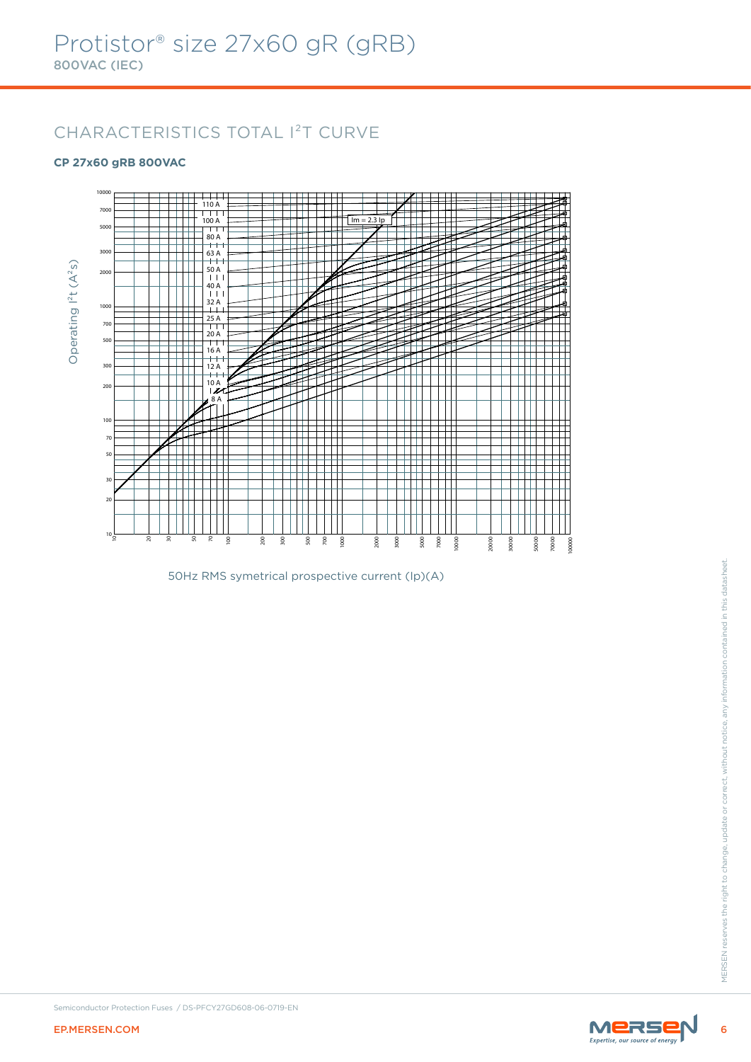# Protistor® size 27x60 gR (gRB)

800VAC (IEC)

## CHARACTERISTICS TOTAL $I^2T$ CURVE

**CP 27x60 gRB 800VAC**

Operating $I^2t$ ($A^2s$)

110 A
100 A
80 A
63 A
50 A
40 A
32 A
25 A
20 A
16 A
12 A
10 A
8 A

Im = 2.3 Ip

50Hz RMS symetrical prospective current (Ip)(A)

Semiconductor Protection Fuses / DS-PFCY27GD608-06-0719-EN

EP.MERSEN.COM

MERSEN reserves the right to change, update or correct, without notice, any information contained in this datasheet.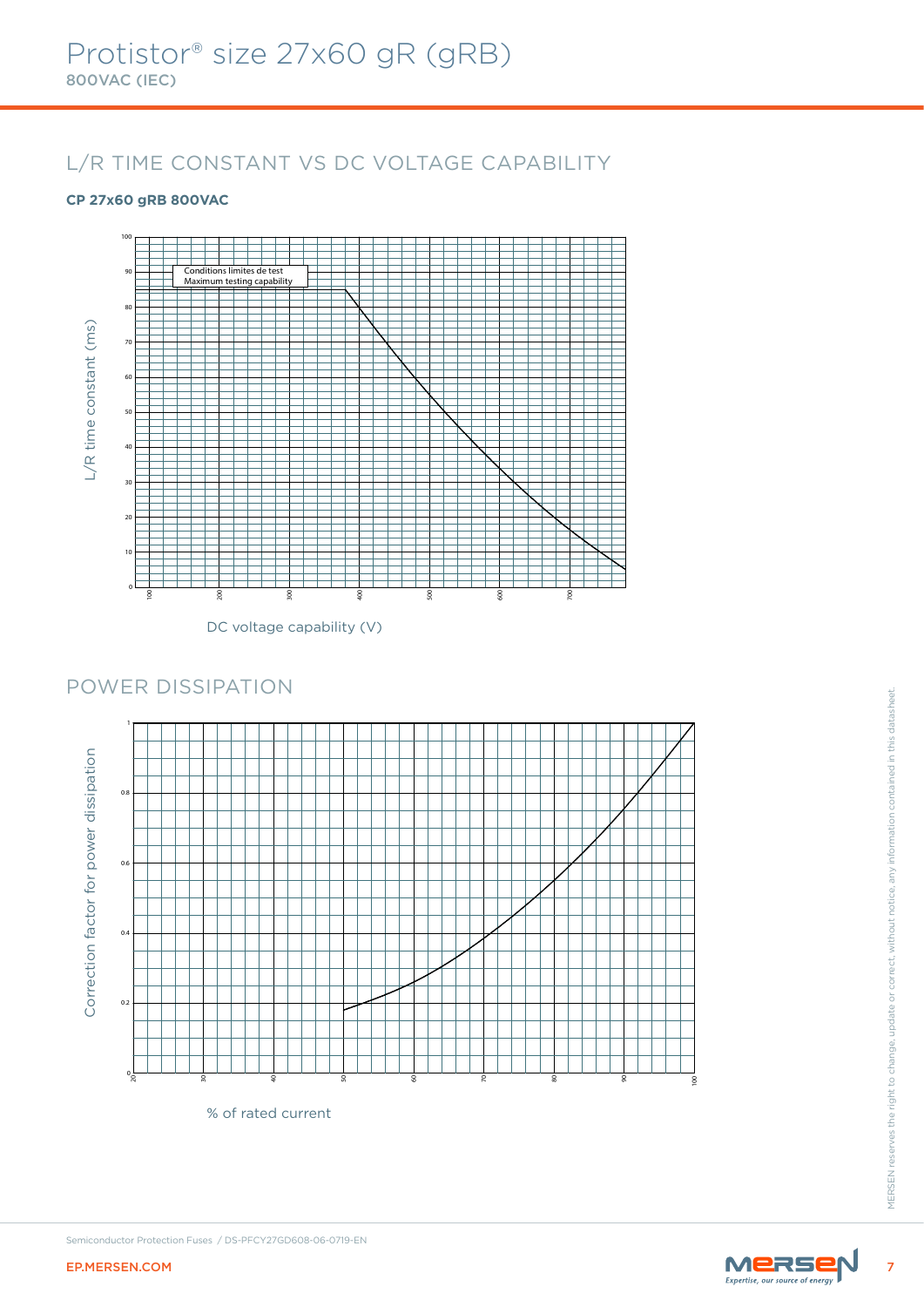# Protistor® size 27x60 gR (gRB)

800VAC (IEC)

## L/R TIME CONSTANT VS DC VOLTAGE CAPABILITY

**CP 27x60 gRB 800VAC**

Conditions limites de test
Maximum testing capability

L/R time constant (ms)

DC voltage capability (V)

## POWER DISSIPATION

Correction factor for power dissipation

% of rated current

Semiconductor Protection Fuses / DS-PFCY27GD608-06-0719-EN

EP.MERSEN.COM

MERSEN reserves the right to change, update or correct, without notice, any information contained in this datasheet.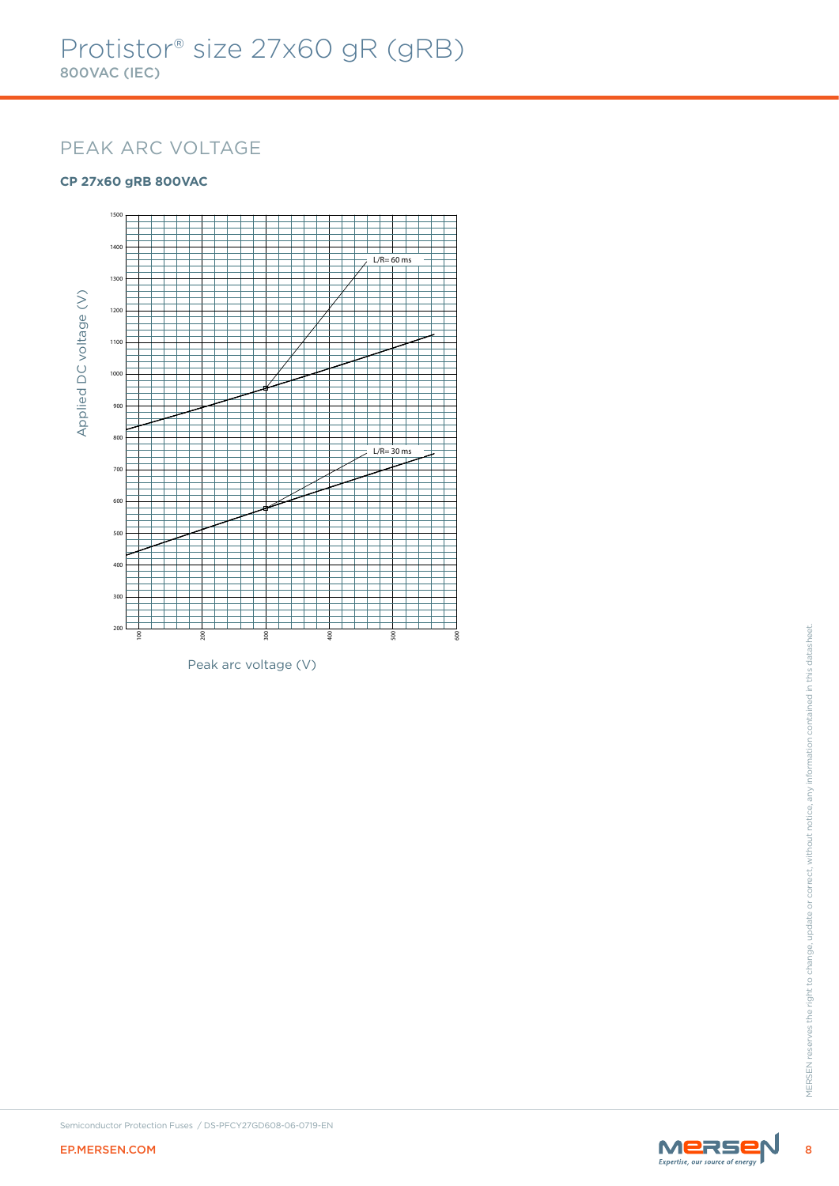# Protistor® size 27x60 gR (gRB)

800VAC (IEC)

## PEAK ARC VOLTAGE

**CP 27x60 gRB 800VAC**

Applied DC voltage (V)

1500
1400
1300
1200
1100
1000
900
800
700
600
500
400
300
200

L/R= 60 ms

L/R= 30 ms

100 200 300 400 500 600

Peak arc voltage (V)

Semiconductor Protection Fuses / DS-PFCY27GD608-06-0719-EN

EP.MERSEN.COM

MERSEN reserves the right to change, update or correct, without notice, any information contained in this datasheet.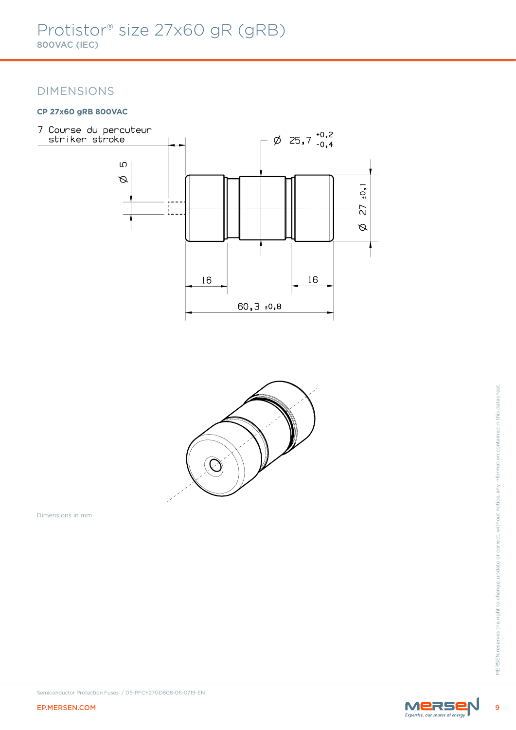# Protistor® size 27x60 gR (gRB)

800VAC (IEC)

## DIMENSIONS

**CP 27x60 gRB 800VAC**

7 Course du percuteur
striker stroke

Ø 25,7 +0,2 -0,4

Ø 5

Ø 27 ±0,1

16

16

60,3 ±0,8

Dimensions in mm

MERSEN reserves the right to change, update or correct, without notice, any information contained in this datasheet.

Semiconductor Protection Fuses / DS-PFCY27GD608-06-0719-EN

EP.MERSEN.COM